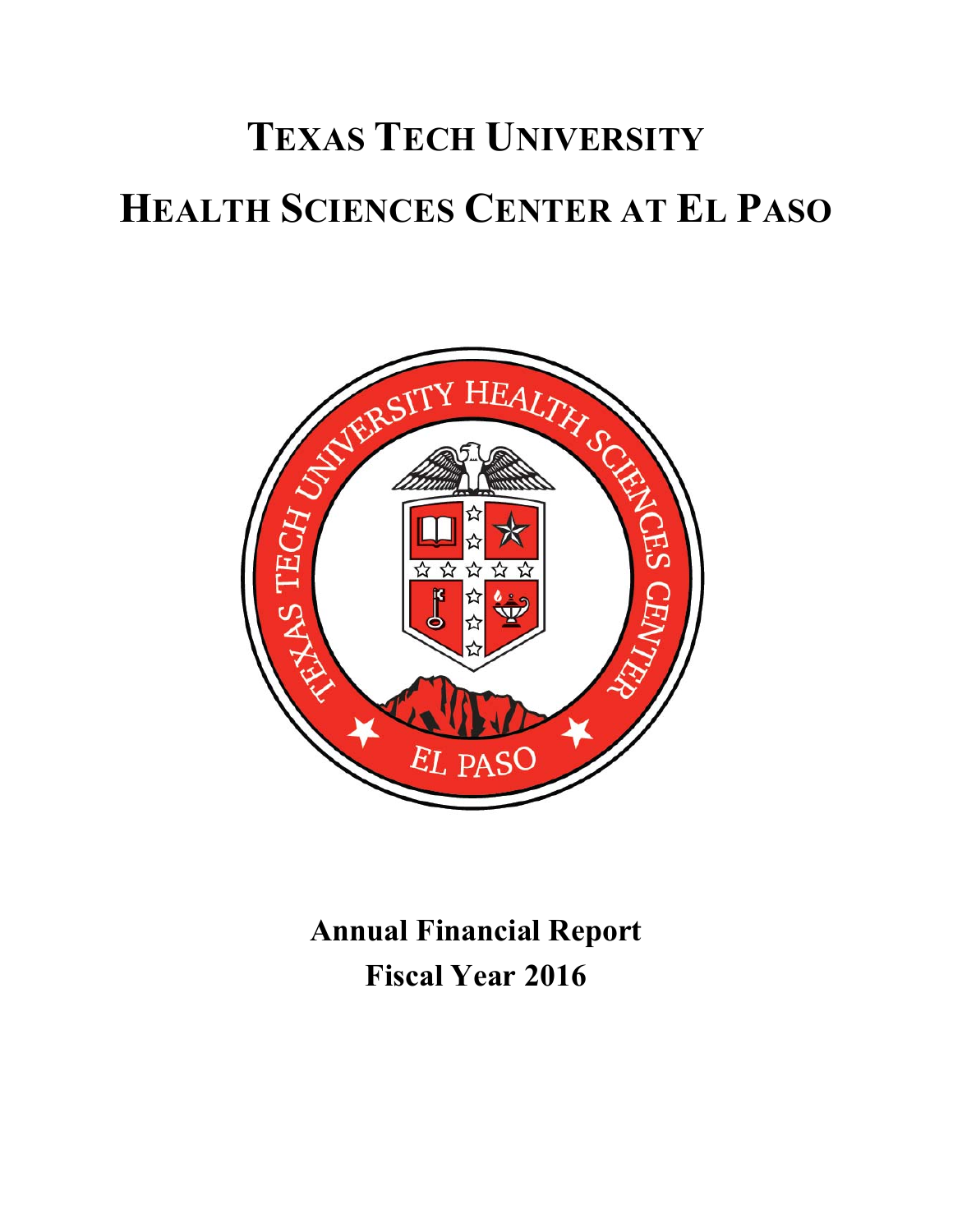# Texas Tech University

# Health Sciences Center at El Paso

**Annual Financial Report**

**Fiscal Year 2016**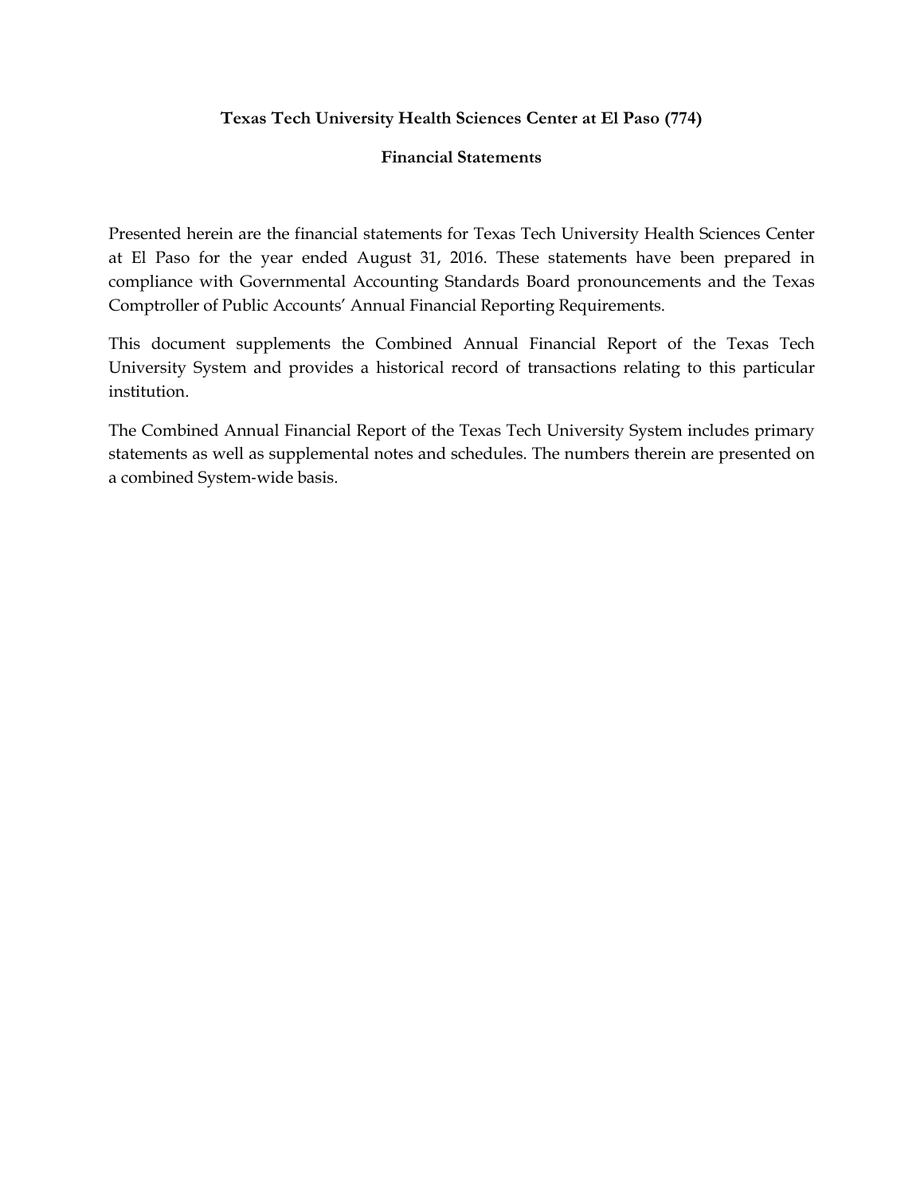# Texas Tech University Health Sciences Center at El Paso (774)

## Financial Statements

Presented herein are the financial statements for Texas Tech University Health Sciences Center at El Paso for the year ended August 31, 2016. These statements have been prepared in compliance with Governmental Accounting Standards Board pronouncements and the Texas Comptroller of Public Accounts' Annual Financial Reporting Requirements.

This document supplements the Combined Annual Financial Report of the Texas Tech University System and provides a historical record of transactions relating to this particular institution.

The Combined Annual Financial Report of the Texas Tech University System includes primary statements as well as supplemental notes and schedules. The numbers therein are presented on a combined System-wide basis.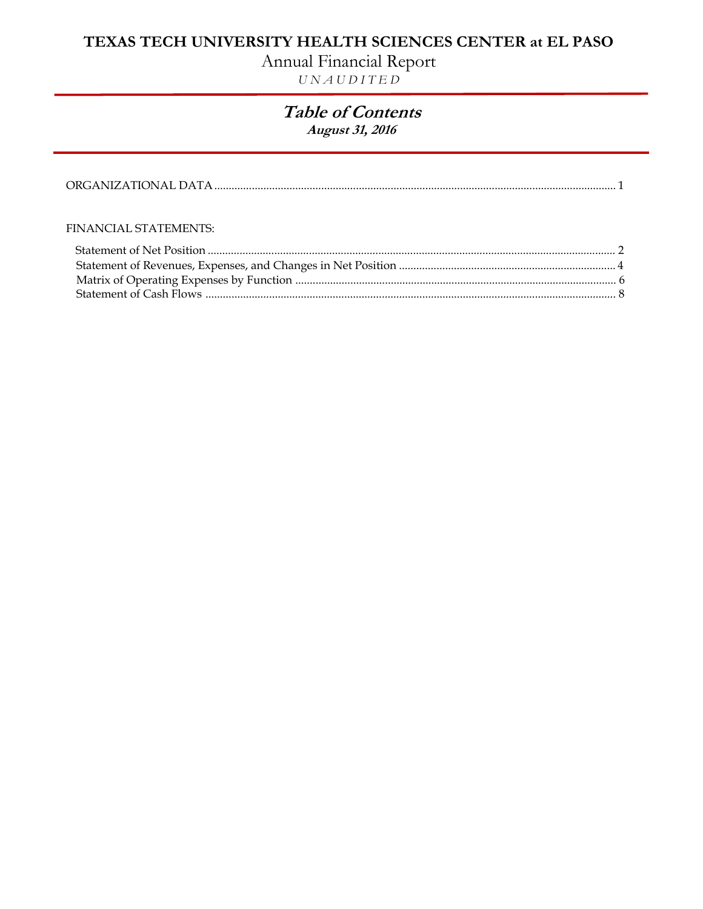# TEXAS TECH UNIVERSITY HEALTH SCIENCES CENTER at EL PASO

Annual Financial Report

*UNAUDITED*

## *Table of Contents*

***August 31, 2016***

ORGANIZATIONAL DATA ........................................................................ 1

FINANCIAL STATEMENTS:

- Statement of Net Position ........................................................................ 2
- Statement of Revenues, Expenses, and Changes in Net Position ........................ 4
- Matrix of Operating Expenses by Function .................................................. 6
- Statement of Cash Flows ........................................................................ 8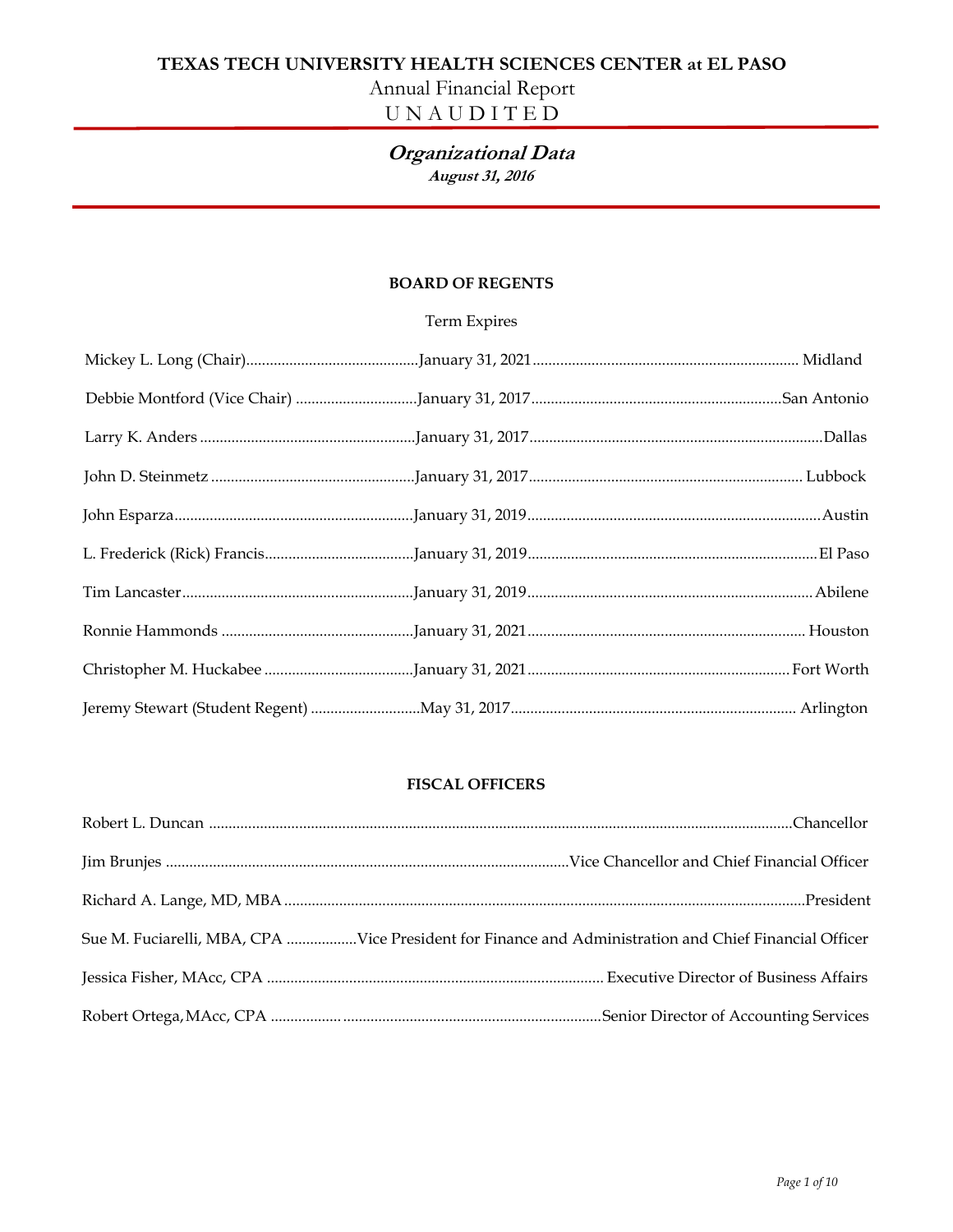# TEXAS TECH UNIVERSITY HEALTH SCIENCES CENTER at EL PASO

Annual Financial Report

U N A U D I T E D

## *Organizational Data*

***August 31, 2016***

### BOARD OF REGENTS

| Name | Term Expires | City |
|---|---|---|
| Mickey L. Long (Chair) | January 31, 2021 | Midland |
| Debbie Montford (Vice Chair) | January 31, 2017 | San Antonio |
| Larry K. Anders | January 31, 2017 | Dallas |
| John D. Steinmetz | January 31, 2017 | Lubbock |
| John Esparza | January 31, 2019 | Austin |
| L. Frederick (Rick) Francis | January 31, 2019 | El Paso |
| Tim Lancaster | January 31, 2019 | Abilene |
| Ronnie Hammonds | January 31, 2021 | Houston |
| Christopher M. Huckabee | January 31, 2021 | Fort Worth |
| Jeremy Stewart (Student Regent) | May 31, 2017 | Arlington |

### FISCAL OFFICERS

| Name | Title |
|---|---|
| Robert L. Duncan | Chancellor |
| Jim Brunjes | Vice Chancellor and Chief Financial Officer |
| Richard A. Lange, MD, MBA | President |
| Sue M. Fuciarelli, MBA, CPA | Vice President for Finance and Administration and Chief Financial Officer |
| Jessica Fisher, MAcc, CPA | Executive Director of Business Affairs |
| Robert Ortega, MAcc, CPA | Senior Director of Accounting Services |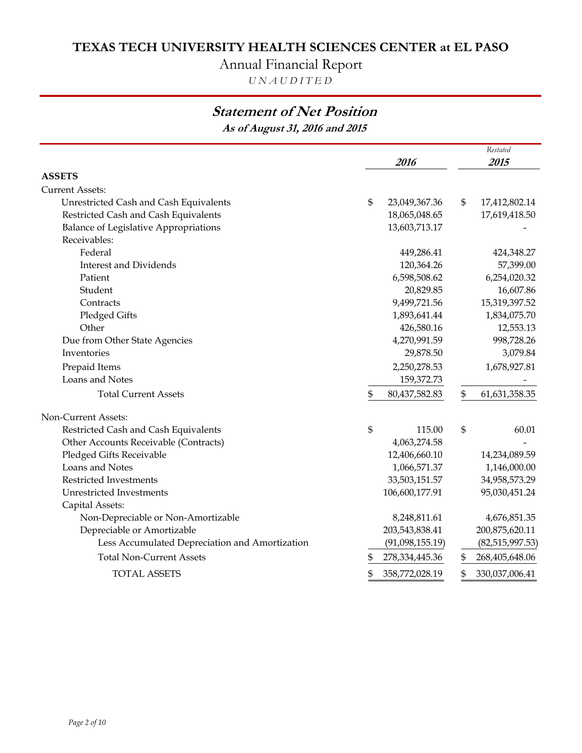# TEXAS TECH UNIVERSITY HEALTH SCIENCES CENTER at EL PASO

Annual Financial Report

*UNAUDITED*

## *Statement of Net Position*

***As of August 31, 2016 and 2015***

| | 2016 | Restated 2015 |
|---|---|---|
| **ASSETS** | | |
| Current Assets: | | |
| Unrestricted Cash and Cash Equivalents | $ 23,049,367.36 | $ 17,412,802.14 |
| Restricted Cash and Cash Equivalents | 18,065,048.65 | 17,619,418.50 |
| Balance of Legislative Appropriations | 13,603,713.17 | - |
| Receivables: | | |
| Federal | 449,286.41 | 424,348.27 |
| Interest and Dividends | 120,364.26 | 57,399.00 |
| Patient | 6,598,508.62 | 6,254,020.32 |
| Student | 20,829.85 | 16,607.86 |
| Contracts | 9,499,721.56 | 15,319,397.52 |
| Pledged Gifts | 1,893,641.44 | 1,834,075.70 |
| Other | 426,580.16 | 12,553.13 |
| Due from Other State Agencies | 4,270,991.59 | 998,728.26 |
| Inventories | 29,878.50 | 3,079.84 |
| Prepaid Items | 2,250,278.53 | 1,678,927.81 |
| Loans and Notes | 159,372.73 | - |
| Total Current Assets | $ 80,437,582.83 | $ 61,631,358.35 |
| Non-Current Assets: | | |
| Restricted Cash and Cash Equivalents | $ 115.00 | $ 60.01 |
| Other Accounts Receivable (Contracts) | 4,063,274.58 | - |
| Pledged Gifts Receivable | 12,406,660.10 | 14,234,089.59 |
| Loans and Notes | 1,066,571.37 | 1,146,000.00 |
| Restricted Investments | 33,503,151.57 | 34,958,573.29 |
| Unrestricted Investments | 106,600,177.91 | 95,030,451.24 |
| Capital Assets: | | |
| Non-Depreciable or Non-Amortizable | 8,248,811.61 | 4,676,851.35 |
| Depreciable or Amortizable | 203,543,838.41 | 200,875,620.11 |
| Less Accumulated Depreciation and Amortization | (91,098,155.19) | (82,515,997.53) |
| Total Non-Current Assets | $ 278,334,445.36 | $ 268,405,648.06 |
| TOTAL ASSETS | $ 358,772,028.19 | $ 330,037,006.41 |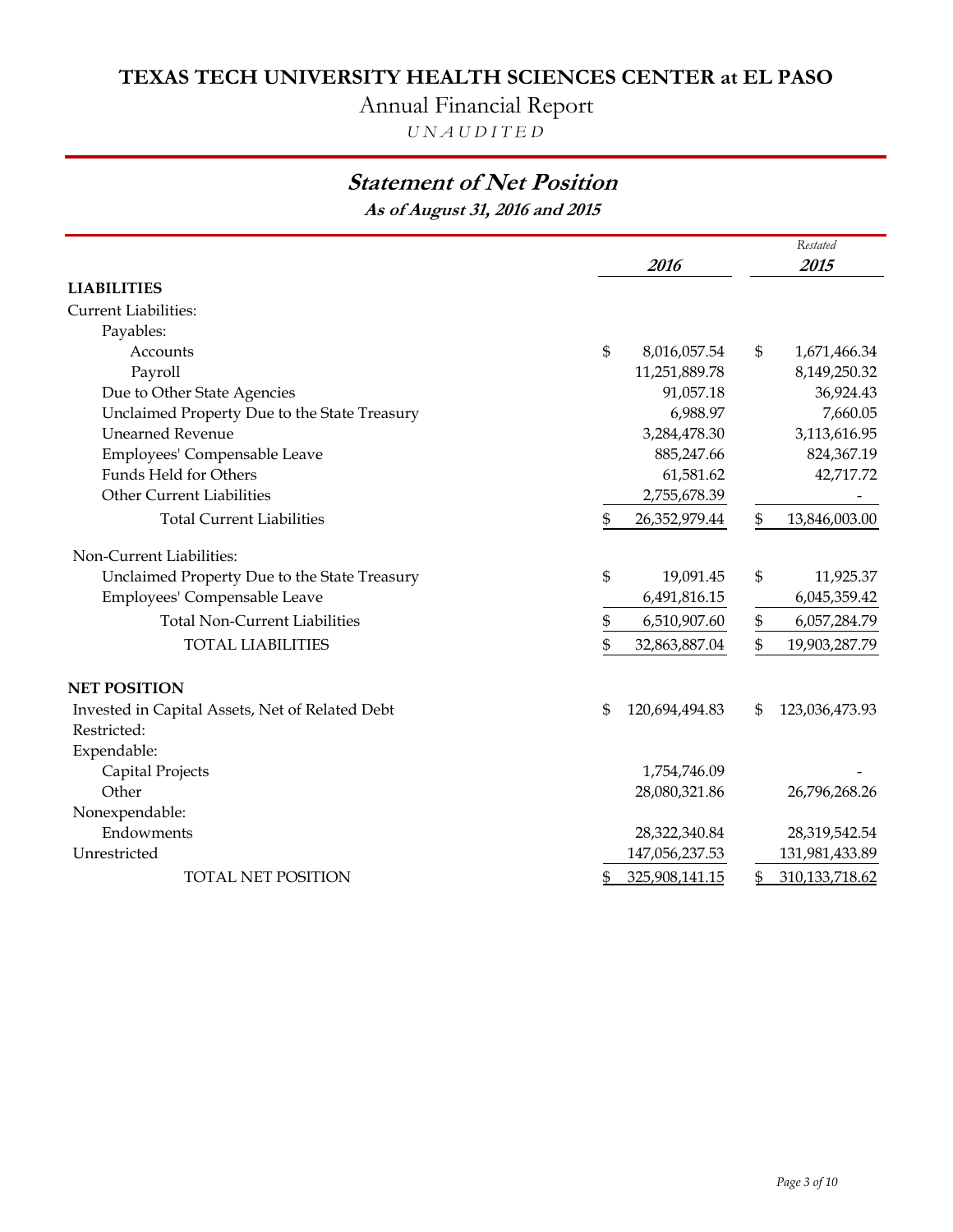# TEXAS TECH UNIVERSITY HEALTH SCIENCES CENTER at EL PASO

Annual Financial Report

*UNAUDITED*

## *Statement of Net Position*

***As of August 31, 2016 and 2015***

| | 2016 | Restated 2015 |
|---|---|---|
| **LIABILITIES** | | |
| Current Liabilities: | | |
| Payables: | | |
| Accounts | $ 8,016,057.54 | $ 1,671,466.34 |
| Payroll | 11,251,889.78 | 8,149,250.32 |
| Due to Other State Agencies | 91,057.18 | 36,924.43 |
| Unclaimed Property Due to the State Treasury | 6,988.97 | 7,660.05 |
| Unearned Revenue | 3,284,478.30 | 3,113,616.95 |
| Employees' Compensable Leave | 885,247.66 | 824,367.19 |
| Funds Held for Others | 61,581.62 | 42,717.72 |
| Other Current Liabilities | 2,755,678.39 | - |
| Total Current Liabilities | $ 26,352,979.44 | $ 13,846,003.00 |
| Non-Current Liabilities: | | |
| Unclaimed Property Due to the State Treasury | $ 19,091.45 | $ 11,925.37 |
| Employees' Compensable Leave | 6,491,816.15 | 6,045,359.42 |
| Total Non-Current Liabilities | $ 6,510,907.60 | $ 6,057,284.79 |
| TOTAL LIABILITIES | $ 32,863,887.04 | $ 19,903,287.79 |
| **NET POSITION** | | |
| Invested in Capital Assets, Net of Related Debt | $ 120,694,494.83 | $ 123,036,473.93 |
| Restricted: | | |
| Expendable: | | |
| Capital Projects | 1,754,746.09 | - |
| Other | 28,080,321.86 | 26,796,268.26 |
| Nonexpendable: | | |
| Endowments | 28,322,340.84 | 28,319,542.54 |
| Unrestricted | 147,056,237.53 | 131,981,433.89 |
| TOTAL NET POSITION | $ 325,908,141.15 | $ 310,133,718.62 |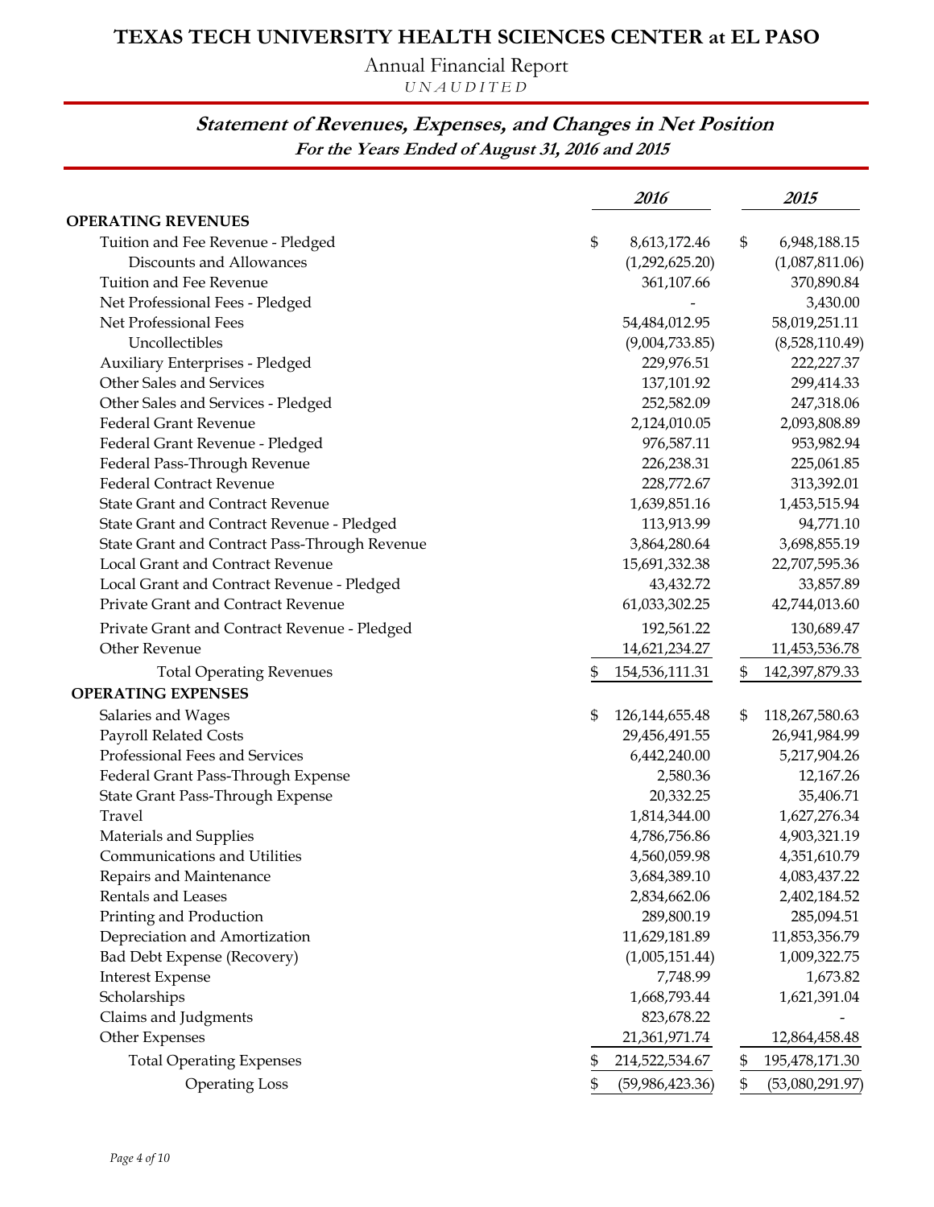# TEXAS TECH UNIVERSITY HEALTH SCIENCES CENTER at EL PASO

Annual Financial Report

*UNAUDITED*

## *Statement of Revenues, Expenses, and Changes in Net Position*

***For the Years Ended of August 31, 2016 and 2015***

| | *2016* | *2015* |
|---|---|---|
| **OPERATING REVENUES** | | |
| Tuition and Fee Revenue - Pledged | $ 8,613,172.46 | $ 6,948,188.15 |
| Discounts and Allowances | (1,292,625.20) | (1,087,811.06) |
| Tuition and Fee Revenue | 361,107.66 | 370,890.84 |
| Net Professional Fees - Pledged | - | 3,430.00 |
| Net Professional Fees | 54,484,012.95 | 58,019,251.11 |
| Uncollectibles | (9,004,733.85) | (8,528,110.49) |
| Auxiliary Enterprises - Pledged | 229,976.51 | 222,227.37 |
| Other Sales and Services | 137,101.92 | 299,414.33 |
| Other Sales and Services - Pledged | 252,582.09 | 247,318.06 |
| Federal Grant Revenue | 2,124,010.05 | 2,093,808.89 |
| Federal Grant Revenue - Pledged | 976,587.11 | 953,982.94 |
| Federal Pass-Through Revenue | 226,238.31 | 225,061.85 |
| Federal Contract Revenue | 228,772.67 | 313,392.01 |
| State Grant and Contract Revenue | 1,639,851.16 | 1,453,515.94 |
| State Grant and Contract Revenue - Pledged | 113,913.99 | 94,771.10 |
| State Grant and Contract Pass-Through Revenue | 3,864,280.64 | 3,698,855.19 |
| Local Grant and Contract Revenue | 15,691,332.38 | 22,707,595.36 |
| Local Grant and Contract Revenue - Pledged | 43,432.72 | 33,857.89 |
| Private Grant and Contract Revenue | 61,033,302.25 | 42,744,013.60 |
| Private Grant and Contract Revenue - Pledged | 192,561.22 | 130,689.47 |
| Other Revenue | 14,621,234.27 | 11,453,536.78 |
| Total Operating Revenues | $ 154,536,111.31 | $ 142,397,879.33 |
| **OPERATING EXPENSES** | | |
| Salaries and Wages | $ 126,144,655.48 | $ 118,267,580.63 |
| Payroll Related Costs | 29,456,491.55 | 26,941,984.99 |
| Professional Fees and Services | 6,442,240.00 | 5,217,904.26 |
| Federal Grant Pass-Through Expense | 2,580.36 | 12,167.26 |
| State Grant Pass-Through Expense | 20,332.25 | 35,406.71 |
| Travel | 1,814,344.00 | 1,627,276.34 |
| Materials and Supplies | 4,786,756.86 | 4,903,321.19 |
| Communications and Utilities | 4,560,059.98 | 4,351,610.79 |
| Repairs and Maintenance | 3,684,389.10 | 4,083,437.22 |
| Rentals and Leases | 2,834,662.06 | 2,402,184.52 |
| Printing and Production | 289,800.19 | 285,094.51 |
| Depreciation and Amortization | 11,629,181.89 | 11,853,356.79 |
| Bad Debt Expense (Recovery) | (1,005,151.44) | 1,009,322.75 |
| Interest Expense | 7,748.99 | 1,673.82 |
| Scholarships | 1,668,793.44 | 1,621,391.04 |
| Claims and Judgments | 823,678.22 | - |
| Other Expenses | 21,361,971.74 | 12,864,458.48 |
| Total Operating Expenses | $ 214,522,534.67 | $ 195,478,171.30 |
| Operating Loss | $ (59,986,423.36) | $ (53,080,291.97) |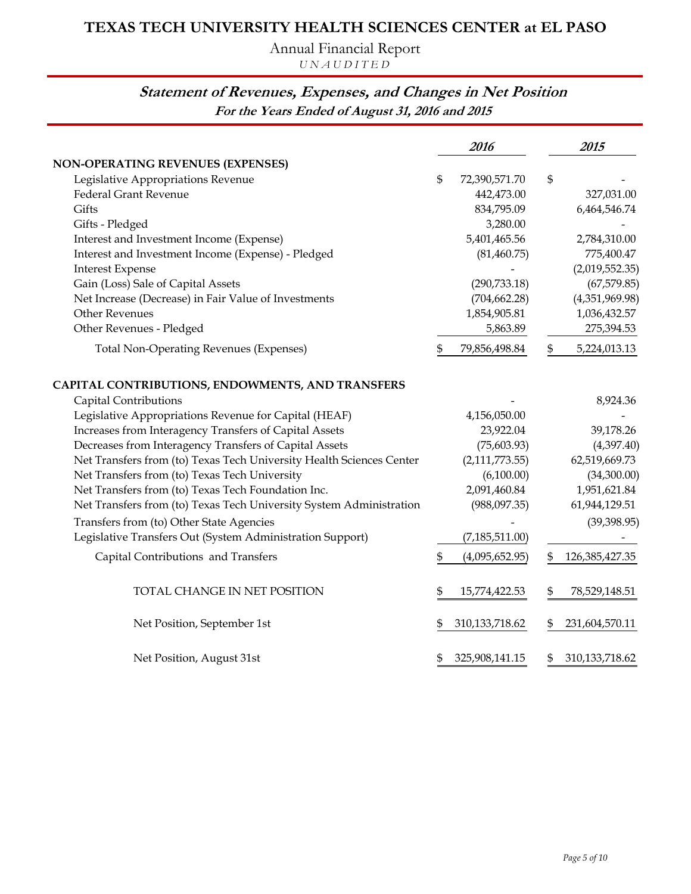# TEXAS TECH UNIVERSITY HEALTH SCIENCES CENTER at EL PASO

Annual Financial Report

*UNAUDITED*

## *Statement of Revenues, Expenses, and Changes in Net Position*

***For the Years Ended of August 31, 2016 and 2015***

| | 2016 | 2015 |
|---|---|---|
| **NON-OPERATING REVENUES (EXPENSES)** | | |
| Legislative Appropriations Revenue | $ 72,390,571.70 | $ - |
| Federal Grant Revenue | 442,473.00 | 327,031.00 |
| Gifts | 834,795.09 | 6,464,546.74 |
| Gifts - Pledged | 3,280.00 | - |
| Interest and Investment Income (Expense) | 5,401,465.56 | 2,784,310.00 |
| Interest and Investment Income (Expense) - Pledged | (81,460.75) | 775,400.47 |
| Interest Expense | - | (2,019,552.35) |
| Gain (Loss) Sale of Capital Assets | (290,733.18) | (67,579.85) |
| Net Increase (Decrease) in Fair Value of Investments | (704,662.28) | (4,351,969.98) |
| Other Revenues | 1,854,905.81 | 1,036,432.57 |
| Other Revenues - Pledged | 5,863.89 | 275,394.53 |
| Total Non-Operating Revenues (Expenses) | $ 79,856,498.84 | $ 5,224,013.13 |
| **CAPITAL CONTRIBUTIONS, ENDOWMENTS, AND TRANSFERS** | | |
| Capital Contributions | - | 8,924.36 |
| Legislative Appropriations Revenue for Capital (HEAF) | 4,156,050.00 | - |
| Increases from Interagency Transfers of Capital Assets | 23,922.04 | 39,178.26 |
| Decreases from Interagency Transfers of Capital Assets | (75,603.93) | (4,397.40) |
| Net Transfers from (to) Texas Tech University Health Sciences Center | (2,111,773.55) | 62,519,669.73 |
| Net Transfers from (to) Texas Tech University | (6,100.00) | (34,300.00) |
| Net Transfers from (to) Texas Tech Foundation Inc. | 2,091,460.84 | 1,951,621.84 |
| Net Transfers from (to) Texas Tech University System Administration | (988,097.35) | 61,944,129.51 |
| Transfers from (to) Other State Agencies | - | (39,398.95) |
| Legislative Transfers Out (System Administration Support) | (7,185,511.00) | - |
| Capital Contributions and Transfers | $ (4,095,652.95) | $ 126,385,427.35 |
| TOTAL CHANGE IN NET POSITION | $ 15,774,422.53 | $ 78,529,148.51 |
| Net Position, September 1st | $ 310,133,718.62 | $ 231,604,570.11 |
| Net Position, August 31st | $ 325,908,141.15 | $ 310,133,718.62 |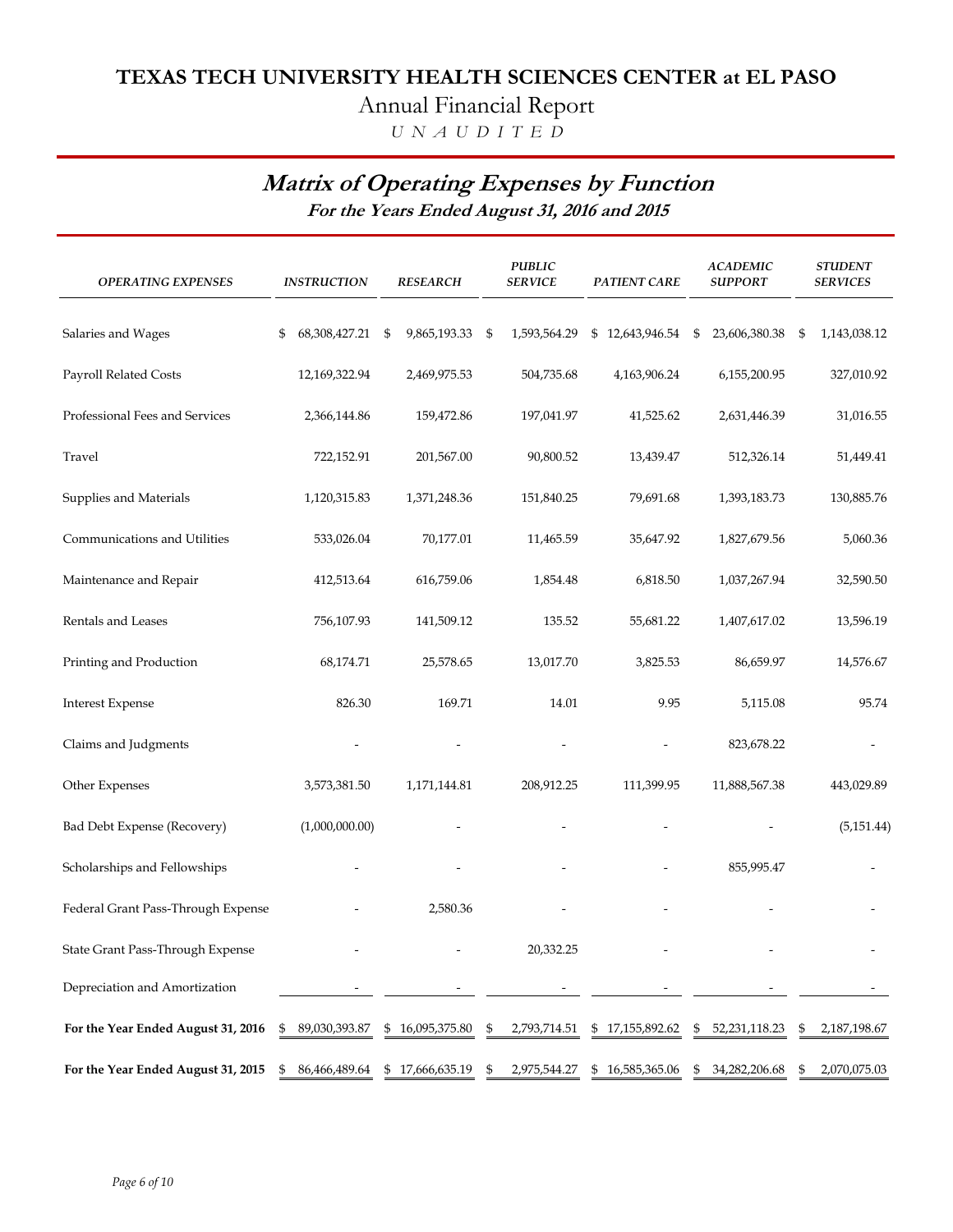# TEXAS TECH UNIVERSITY HEALTH SCIENCES CENTER at EL PASO

Annual Financial Report

*U N A U D I T E D*

## *Matrix of Operating Expenses by Function*

**For the Years Ended August 31, 2016 and 2015**

| *OPERATING EXPENSES* | *INSTRUCTION* | *RESEARCH* | *PUBLIC SERVICE* | *PATIENT CARE* | *ACADEMIC SUPPORT* | *STUDENT SERVICES* |
|---|---|---|---|---|---|---|
| Salaries and Wages | $ 68,308,427.21 | $ 9,865,193.33 | $ 1,593,564.29 | $ 12,643,946.54 | $ 23,606,380.38 | $ 1,143,038.12 |
| Payroll Related Costs | 12,169,322.94 | 2,469,975.53 | 504,735.68 | 4,163,906.24 | 6,155,200.95 | 327,010.92 |
| Professional Fees and Services | 2,366,144.86 | 159,472.86 | 197,041.97 | 41,525.62 | 2,631,446.39 | 31,016.55 |
| Travel | 722,152.91 | 201,567.00 | 90,800.52 | 13,439.47 | 512,326.14 | 51,449.41 |
| Supplies and Materials | 1,120,315.83 | 1,371,248.36 | 151,840.25 | 79,691.68 | 1,393,183.73 | 130,885.76 |
| Communications and Utilities | 533,026.04 | 70,177.01 | 11,465.59 | 35,647.92 | 1,827,679.56 | 5,060.36 |
| Maintenance and Repair | 412,513.64 | 616,759.06 | 1,854.48 | 6,818.50 | 1,037,267.94 | 32,590.50 |
| Rentals and Leases | 756,107.93 | 141,509.12 | 135.52 | 55,681.22 | 1,407,617.02 | 13,596.19 |
| Printing and Production | 68,174.71 | 25,578.65 | 13,017.70 | 3,825.53 | 86,659.97 | 14,576.67 |
| Interest Expense | 826.30 | 169.71 | 14.01 | 9.95 | 5,115.08 | 95.74 |
| Claims and Judgments | - | - | - | - | 823,678.22 | - |
| Other Expenses | 3,573,381.50 | 1,171,144.81 | 208,912.25 | 111,399.95 | 11,888,567.38 | 443,029.89 |
| Bad Debt Expense (Recovery) | (1,000,000.00) | - | - | - | - | (5,151.44) |
| Scholarships and Fellowships | - | - | - | - | 855,995.47 | - |
| Federal Grant Pass-Through Expense | - | 2,580.36 | - | - | - | - |
| State Grant Pass-Through Expense | - | - | 20,332.25 | - | - | - |
| Depreciation and Amortization | - | - | - | - | - | - |
| **For the Year Ended August 31, 2016** | $ 89,030,393.87 | $ 16,095,375.80 | $ 2,793,714.51 | $ 17,155,892.62 | $ 52,231,118.23 | $ 2,187,198.67 |
| **For the Year Ended August 31, 2015** | $ 86,466,489.64 | $ 17,666,635.19 | $ 2,975,544.27 | $ 16,585,365.06 | $ 34,282,206.68 | $ 2,070,075.03 |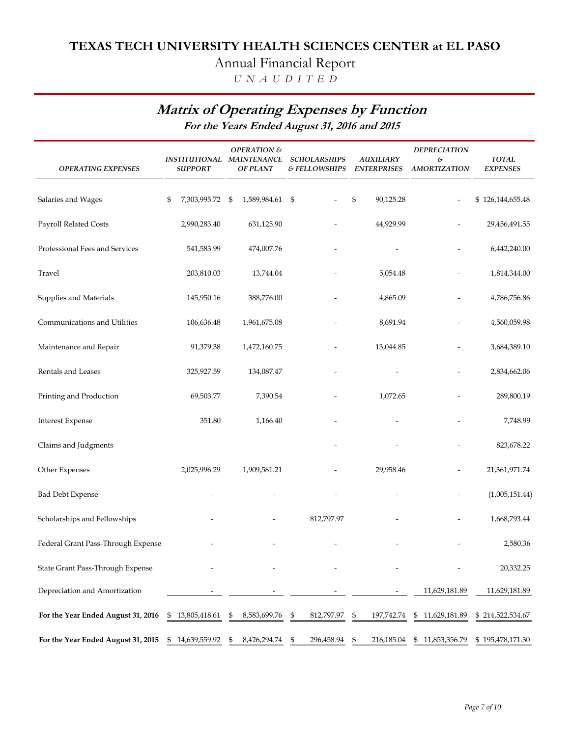# TEXAS TECH UNIVERSITY HEALTH SCIENCES CENTER at EL PASO

Annual Financial Report

*U N A U D I T E D*

## *Matrix of Operating Expenses by Function*

### *For the Years Ended August 31, 2016 and 2015*

| *OPERATING EXPENSES* | *INSTITUTIONAL SUPPORT* | *OPERATION & MAINTENANCE OF PLANT* | *SCHOLARSHIPS & FELLOWSHIPS* | *AUXILIARY ENTERPRISES* | *DEPRECIATION & AMORTIZATION* | *TOTAL EXPENSES* |
|---|---|---|---|---|---|---|
| Salaries and Wages | $ 7,303,995.72 | $ 1,589,984.61 | $ - | $ 90,125.28 | - | $ 126,144,655.48 |
| Payroll Related Costs | 2,990,283.40 | 631,125.90 | - | 44,929.99 | - | 29,456,491.55 |
| Professional Fees and Services | 541,583.99 | 474,007.76 | - | - | - | 6,442,240.00 |
| Travel | 203,810.03 | 13,744.04 | - | 5,054.48 | - | 1,814,344.00 |
| Supplies and Materials | 145,950.16 | 388,776.00 | - | 4,865.09 | - | 4,786,756.86 |
| Communications and Utilities | 106,636.48 | 1,961,675.08 | - | 8,691.94 | - | 4,560,059.98 |
| Maintenance and Repair | 91,379.38 | 1,472,160.75 | - | 13,044.85 | - | 3,684,389.10 |
| Rentals and Leases | 325,927.59 | 134,087.47 | - | - | - | 2,834,662.06 |
| Printing and Production | 69,503.77 | 7,390.54 | - | 1,072.65 | - | 289,800.19 |
| Interest Expense | 351.80 | 1,166.40 | - | - | - | 7,748.99 |
| Claims and Judgments | | | - | - | - | 823,678.22 |
| Other Expenses | 2,025,996.29 | 1,909,581.21 | - | 29,958.46 | - | 21,361,971.74 |
| Bad Debt Expense | - | - | - | - | - | (1,005,151.44) |
| Scholarships and Fellowships | - | - | 812,797.97 | - | - | 1,668,793.44 |
| Federal Grant Pass-Through Expense | - | - | - | - | - | 2,580.36 |
| State Grant Pass-Through Expense | - | - | - | - | - | 20,332.25 |
| Depreciation and Amortization | - | - | - | - | 11,629,181.89 | 11,629,181.89 |
| **For the Year Ended August 31, 2016** | $ 13,805,418.61 | $ 8,583,699.76 | $ 812,797.97 | $ 197,742.74 | $ 11,629,181.89 | $ 214,522,534.67 |
| **For the Year Ended August 31, 2015** | $ 14,639,559.92 | $ 8,426,294.74 | $ 296,458.94 | $ 216,185.04 | $ 11,853,356.79 | $ 195,478,171.30 |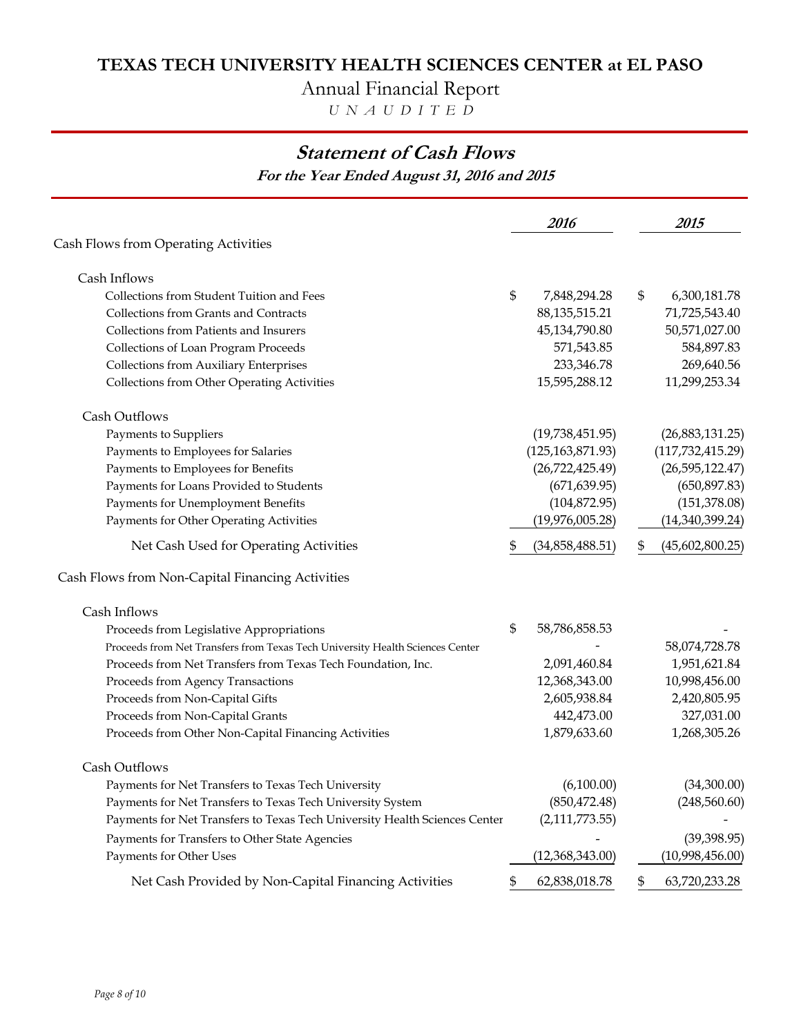# TEXAS TECH UNIVERSITY HEALTH SCIENCES CENTER at EL PASO

## Annual Financial Report

*U N A U D I T E D*

## *Statement of Cash Flows*

***For the Year Ended August 31, 2016 and 2015***

| | *2016* | *2015* |
|---|---|---|
| **Cash Flows from Operating Activities** | | |
| Cash Inflows | | |
| Collections from Student Tuition and Fees | $ 7,848,294.28 | $ 6,300,181.78 |
| Collections from Grants and Contracts | 88,135,515.21 | 71,725,543.40 |
| Collections from Patients and Insurers | 45,134,790.80 | 50,571,027.00 |
| Collections of Loan Program Proceeds | 571,543.85 | 584,897.83 |
| Collections from Auxiliary Enterprises | 233,346.78 | 269,640.56 |
| Collections from Other Operating Activities | 15,595,288.12 | 11,299,253.34 |
| Cash Outflows | | |
| Payments to Suppliers | (19,738,451.95) | (26,883,131.25) |
| Payments to Employees for Salaries | (125,163,871.93) | (117,732,415.29) |
| Payments to Employees for Benefits | (26,722,425.49) | (26,595,122.47) |
| Payments for Loans Provided to Students | (671,639.95) | (650,897.83) |
| Payments for Unemployment Benefits | (104,872.95) | (151,378.08) |
| Payments for Other Operating Activities | (19,976,005.28) | (14,340,399.24) |
| Net Cash Used for Operating Activities | $ (34,858,488.51) | $ (45,602,800.25) |
| **Cash Flows from Non-Capital Financing Activities** | | |
| Cash Inflows | | |
| Proceeds from Legislative Appropriations | $ 58,786,858.53 | - |
| Proceeds from Net Transfers from Texas Tech University Health Sciences Center | - | 58,074,728.78 |
| Proceeds from Net Transfers from Texas Tech Foundation, Inc. | 2,091,460.84 | 1,951,621.84 |
| Proceeds from Agency Transactions | 12,368,343.00 | 10,998,456.00 |
| Proceeds from Non-Capital Gifts | 2,605,938.84 | 2,420,805.95 |
| Proceeds from Non-Capital Grants | 442,473.00 | 327,031.00 |
| Proceeds from Other Non-Capital Financing Activities | 1,879,633.60 | 1,268,305.26 |
| Cash Outflows | | |
| Payments for Net Transfers to Texas Tech University | (6,100.00) | (34,300.00) |
| Payments for Net Transfers to Texas Tech University System | (850,472.48) | (248,560.60) |
| Payments for Net Transfers to Texas Tech University Health Sciences Center | (2,111,773.55) | - |
| Payments for Transfers to Other State Agencies | - | (39,398.95) |
| Payments for Other Uses | (12,368,343.00) | (10,998,456.00) |
| Net Cash Provided by Non-Capital Financing Activities | $ 62,838,018.78 | $ 63,720,233.28 |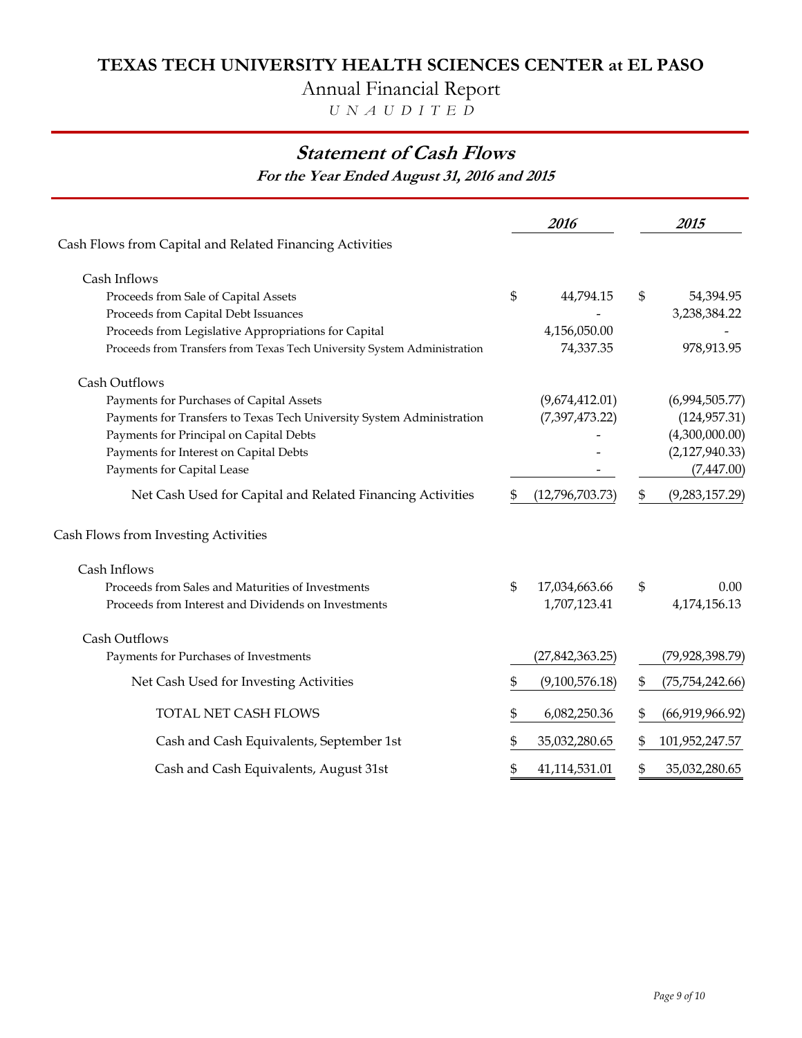# TEXAS TECH UNIVERSITY HEALTH SCIENCES CENTER at EL PASO

Annual Financial Report

*U N A U D I T E D*

## *Statement of Cash Flows*

***For the Year Ended August 31, 2016 and 2015***

| | *2016* | *2015* |
|---|---|---|
| Cash Flows from Capital and Related Financing Activities | | |
| Cash Inflows | | |
| Proceeds from Sale of Capital Assets | $ 44,794.15 | $ 54,394.95 |
| Proceeds from Capital Debt Issuances | - | 3,238,384.22 |
| Proceeds from Legislative Appropriations for Capital | 4,156,050.00 | - |
| Proceeds from Transfers from Texas Tech University System Administration | 74,337.35 | 978,913.95 |
| Cash Outflows | | |
| Payments for Purchases of Capital Assets | (9,674,412.01) | (6,994,505.77) |
| Payments for Transfers to Texas Tech University System Administration | (7,397,473.22) | (124,957.31) |
| Payments for Principal on Capital Debts | - | (4,300,000.00) |
| Payments for Interest on Capital Debts | - | (2,127,940.33) |
| Payments for Capital Lease | - | (7,447.00) |
| Net Cash Used for Capital and Related Financing Activities | $ (12,796,703.73) | $ (9,283,157.29) |
| Cash Flows from Investing Activities | | |
| Cash Inflows | | |
| Proceeds from Sales and Maturities of Investments | $ 17,034,663.66 | $ 0.00 |
| Proceeds from Interest and Dividends on Investments | 1,707,123.41 | 4,174,156.13 |
| Cash Outflows | | |
| Payments for Purchases of Investments | (27,842,363.25) | (79,928,398.79) |
| Net Cash Used for Investing Activities | $ (9,100,576.18) | $ (75,754,242.66) |
| TOTAL NET CASH FLOWS | $ 6,082,250.36 | $ (66,919,966.92) |
| Cash and Cash Equivalents, September 1st | $ 35,032,280.65 | $ 101,952,247.57 |
| Cash and Cash Equivalents, August 31st | $ 41,114,531.01 | $ 35,032,280.65 |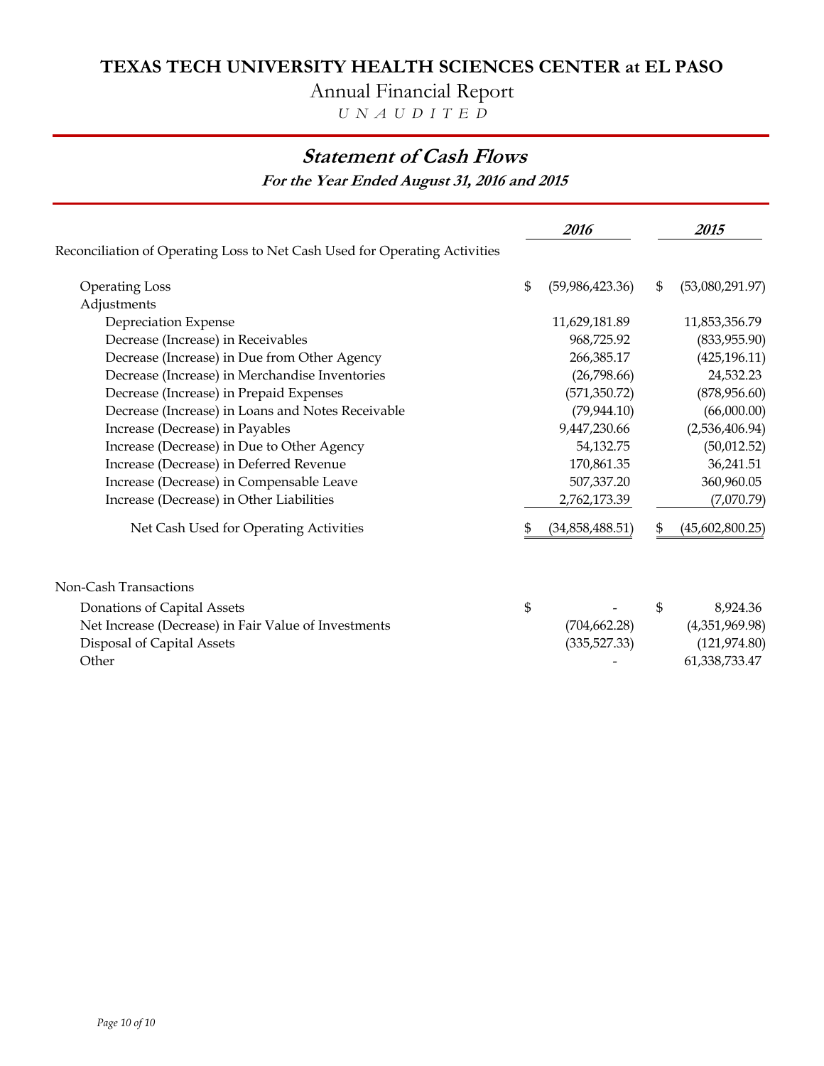# TEXAS TECH UNIVERSITY HEALTH SCIENCES CENTER at EL PASO

Annual Financial Report

*UNAUDITED*

## Statement of Cash Flows

### For the Year Ended August 31, 2016 and 2015

| | 2016 | 2015 |
|---|---|---|
| Reconciliation of Operating Loss to Net Cash Used for Operating Activities | | |
| Operating Loss | $ (59,986,423.36) | $ (53,080,291.97) |
| Adjustments | | |
| Depreciation Expense | 11,629,181.89 | 11,853,356.79 |
| Decrease (Increase) in Receivables | 968,725.92 | (833,955.90) |
| Decrease (Increase) in Due from Other Agency | 266,385.17 | (425,196.11) |
| Decrease (Increase) in Merchandise Inventories | (26,798.66) | 24,532.23 |
| Decrease (Increase) in Prepaid Expenses | (571,350.72) | (878,956.60) |
| Decrease (Increase) in Loans and Notes Receivable | (79,944.10) | (66,000.00) |
| Increase (Decrease) in Payables | 9,447,230.66 | (2,536,406.94) |
| Increase (Decrease) in Due to Other Agency | 54,132.75 | (50,012.52) |
| Increase (Decrease) in Deferred Revenue | 170,861.35 | 36,241.51 |
| Increase (Decrease) in Compensable Leave | 507,337.20 | 360,960.05 |
| Increase (Decrease) in Other Liabilities | 2,762,173.39 | (7,070.79) |
| Net Cash Used for Operating Activities | $ (34,858,488.51) | $ (45,602,800.25) |
| | | |
| Non-Cash Transactions | | |
| Donations of Capital Assets | $ - | $ 8,924.36 |
| Net Increase (Decrease) in Fair Value of Investments | (704,662.28) | (4,351,969.98) |
| Disposal of Capital Assets | (335,527.33) | (121,974.80) |
| Other | - | 61,338,733.47 |